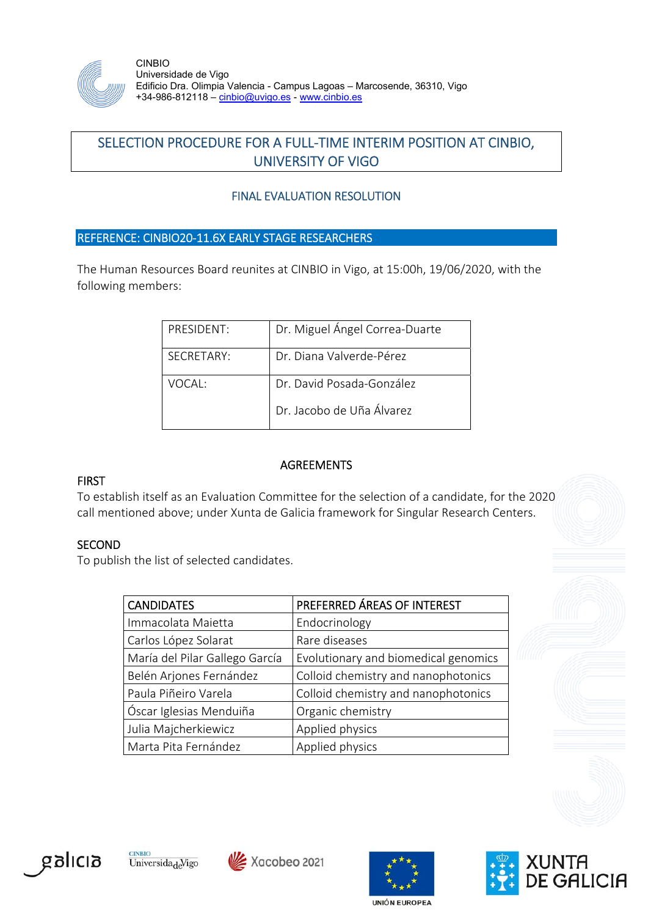CINBIO
Universidade de Vigo
Edificio Dra. Olimpia Valencia - Campus Lagoas – Marcosende, 36310, Vigo
+34-986-812118 – cinbio@uvigo.es - www.cinbio.es

# SELECTION PROCEDURE FOR A FULL-TIME INTERIM POSITION AT CINBIO, UNIVERSITY OF VIGO

## FINAL EVALUATION RESOLUTION

### REFERENCE: CINBIO20-11.6X EARLY STAGE RESEARCHERS

The Human Resources Board reunites at CINBIO in Vigo, at 15:00h, 19/06/2020, with the following members:

| | |
|---|---|
| PRESIDENT: | Dr. Miguel Ángel Correa-Duarte |
| SECRETARY: | Dr. Diana Valverde-Pérez |
| VOCAL: | Dr. David Posada-González<br>Dr. Jacobo de Uña Álvarez |

### AGREEMENTS

**FIRST**
To establish itself as an Evaluation Committee for the selection of a candidate, for the 2020 call mentioned above; under Xunta de Galicia framework for Singular Research Centers.

**SECOND**
To publish the list of selected candidates.

| CANDIDATES | PREFERRED ÁREAS OF INTEREST |
|---|---|
| Immacolata Maietta | Endocrinology |
| Carlos López Solarat | Rare diseases |
| María del Pilar Gallego García | Evolutionary and biomedical genomics |
| Belén Arjones Fernández | Colloid chemistry and nanophotonics |
| Paula Piñeiro Varela | Colloid chemistry and nanophotonics |
| Óscar Iglesias Menduiña | Organic chemistry |
| Julia Majcherkiewicz | Applied physics |
| Marta Pita Fernández | Applied physics |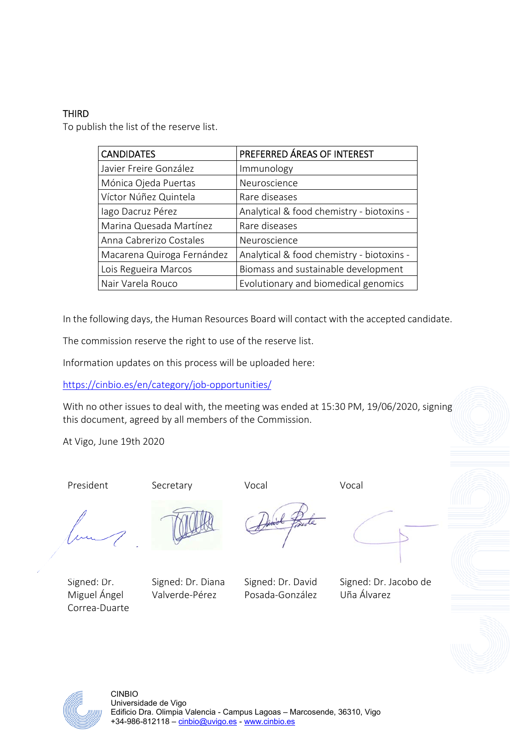THIRD

To publish the list of the reserve list.

| CANDIDATES | PREFERRED ÁREAS OF INTEREST |
|---|---|
| Javier Freire González | Immunology |
| Mónica Ojeda Puertas | Neuroscience |
| Víctor Núñez Quintela | Rare diseases |
| Iago Dacruz Pérez | Analytical & food chemistry - biotoxins - |
| Marina Quesada Martínez | Rare diseases |
| Anna Cabrerizo Costales | Neuroscience |
| Macarena Quiroga Fernández | Analytical & food chemistry - biotoxins - |
| Lois Regueira Marcos | Biomass and sustainable development |
| Nair Varela Rouco | Evolutionary and biomedical genomics |

In the following days, the Human Resources Board will contact with the accepted candidate.

The commission reserve the right to use of the reserve list.

Information updates on this process will be uploaded here:

https://cinbio.es/en/category/job-opportunities/

With no other issues to deal with, the meeting was ended at 15:30 PM, 19/06/2020, signing this document, agreed by all members of the Commission.

At Vigo, June 19th 2020

| President | Secretary | Vocal | Vocal |
|---|---|---|---|
| Signed: Dr. Miguel Ángel Correa-Duarte | Signed: Dr. Diana Valverde-Pérez | Signed: Dr. David Posada-González | Signed: Dr. Jacobo de Uña Álvarez |

CINBIO
Universidade de Vigo
Edificio Dra. Olimpia Valencia - Campus Lagoas – Marcosende, 36310, Vigo
+34-986-812118 – cinbio@uvigo.es - www.cinbio.es